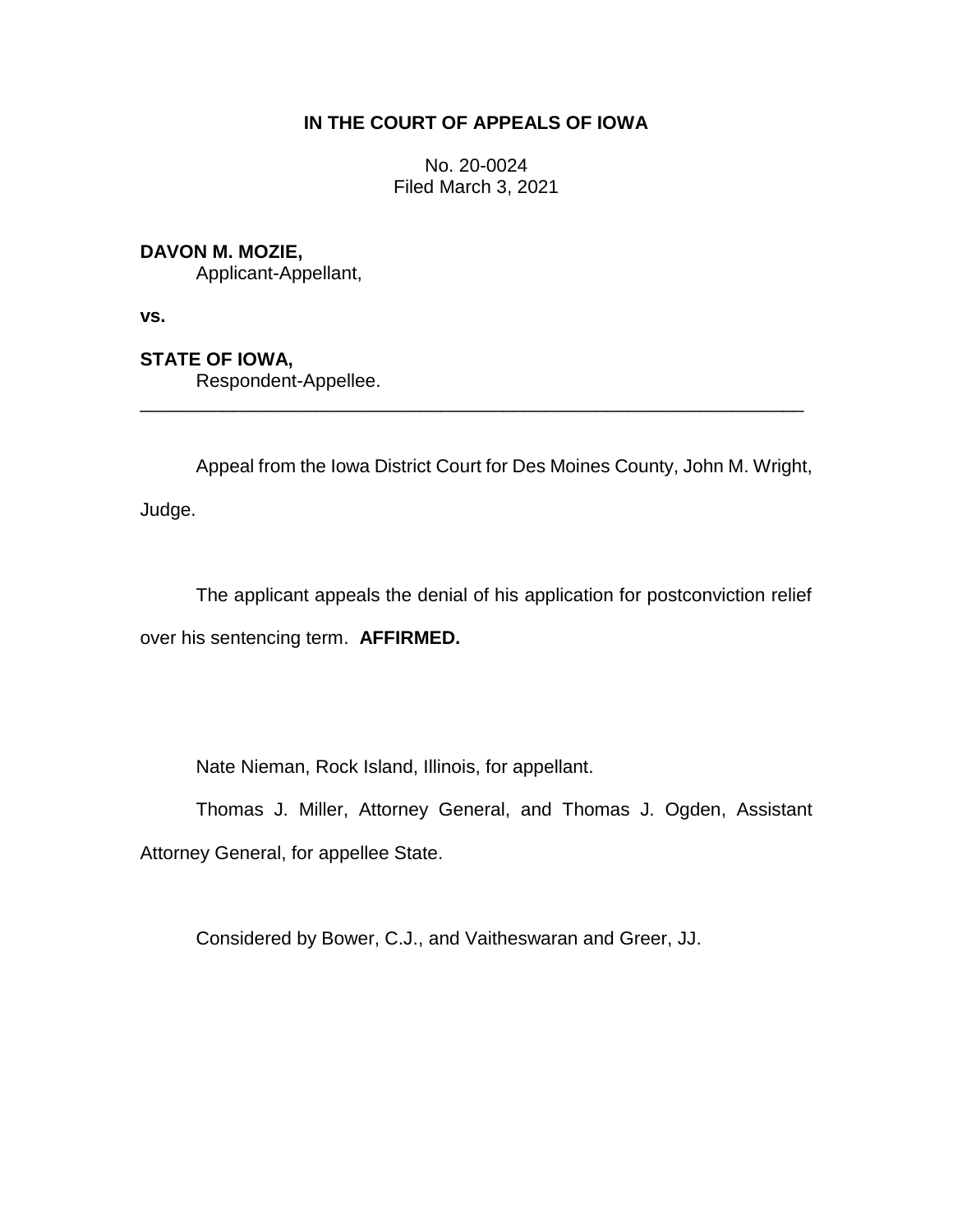**IN THE COURT OF APPEALS OF IOWA**

No. 20-0024
Filed March 3, 2021

**DAVON M. MOZIE,**
Applicant-Appellant,

**vs.**

**STATE OF IOWA,**
Respondent-Appellee.

---

Appeal from the Iowa District Court for Des Moines County, John M. Wright, Judge.

The applicant appeals the denial of his application for postconviction relief over his sentencing term. **AFFIRMED.**

Nate Nieman, Rock Island, Illinois, for appellant.

Thomas J. Miller, Attorney General, and Thomas J. Ogden, Assistant Attorney General, for appellee State.

Considered by Bower, C.J., and Vaitheswaran and Greer, JJ.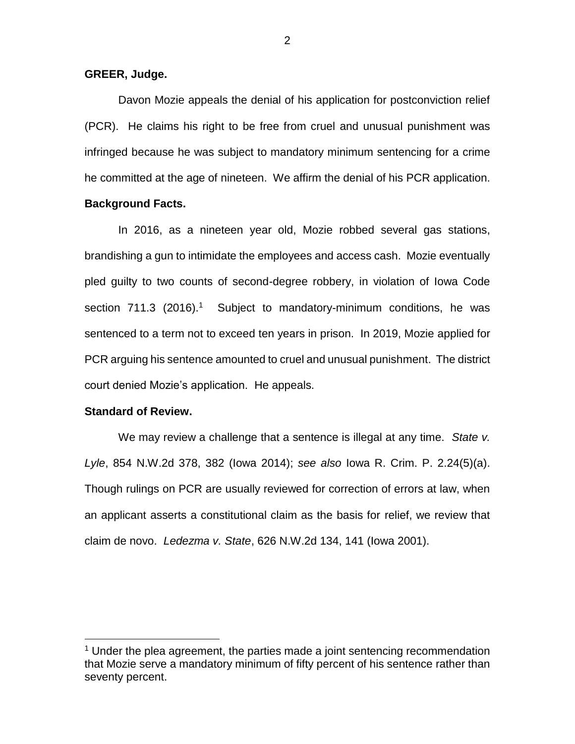**GREER, Judge.**

Davon Mozie appeals the denial of his application for postconviction relief (PCR). He claims his right to be free from cruel and unusual punishment was infringed because he was subject to mandatory minimum sentencing for a crime he committed at the age of nineteen. We affirm the denial of his PCR application.

**Background Facts.**

In 2016, as a nineteen year old, Mozie robbed several gas stations, brandishing a gun to intimidate the employees and access cash. Mozie eventually pled guilty to two counts of second-degree robbery, in violation of Iowa Code section 711.3 (2016).[1] Subject to mandatory-minimum conditions, he was sentenced to a term not to exceed ten years in prison. In 2019, Mozie applied for PCR arguing his sentence amounted to cruel and unusual punishment. The district court denied Mozie's application. He appeals.

**Standard of Review.**

We may review a challenge that a sentence is illegal at any time. *State v. Lyle*, 854 N.W.2d 378, 382 (Iowa 2014); *see also* Iowa R. Crim. P. 2.24(5)(a). Though rulings on PCR are usually reviewed for correction of errors at law, when an applicant asserts a constitutional claim as the basis for relief, we review that claim de novo. *Ledezma v. State*, 626 N.W.2d 134, 141 (Iowa 2001).

---

[1] Under the plea agreement, the parties made a joint sentencing recommendation that Mozie serve a mandatory minimum of fifty percent of his sentence rather than seventy percent.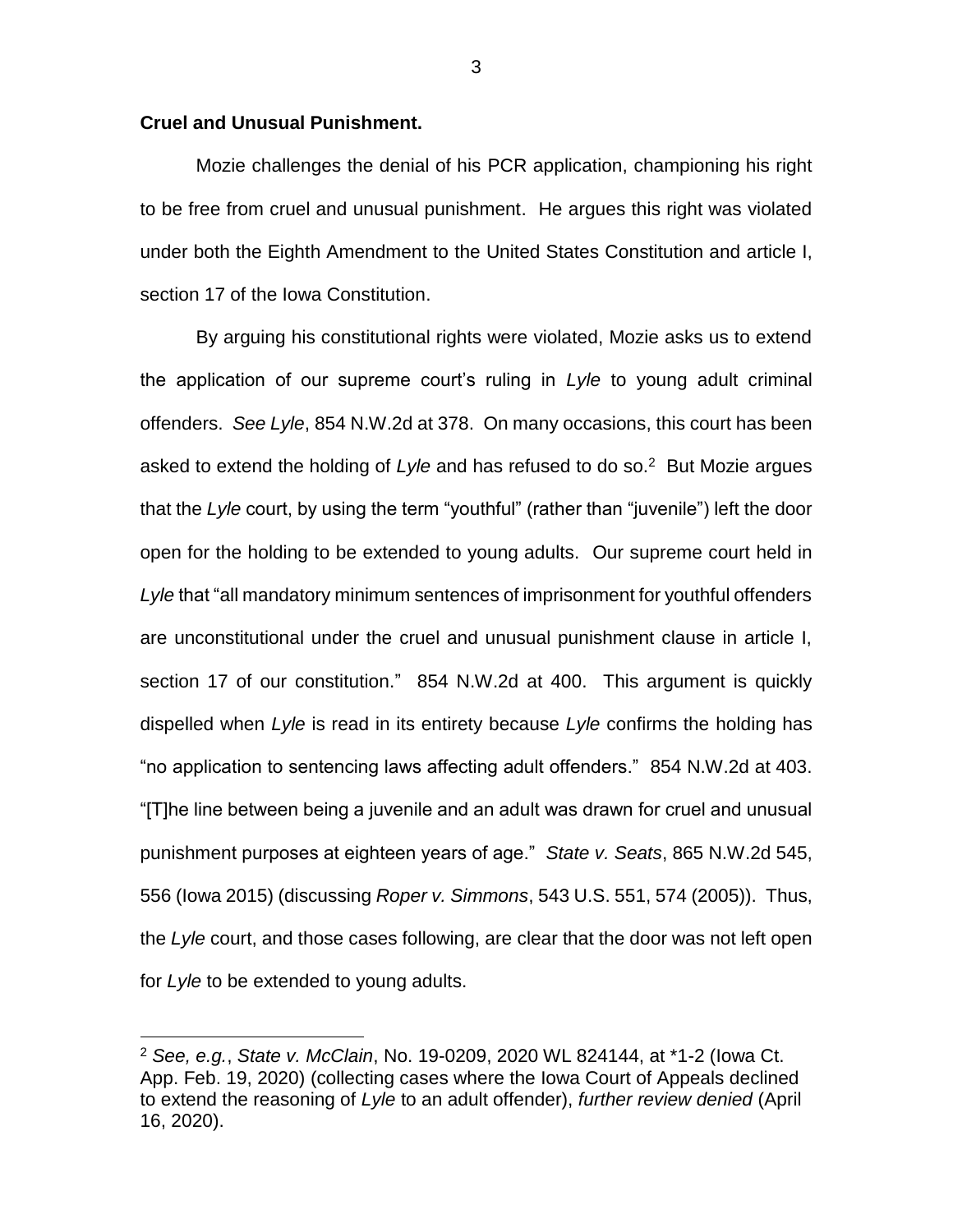**Cruel and Unusual Punishment.**

Mozie challenges the denial of his PCR application, championing his right to be free from cruel and unusual punishment. He argues this right was violated under both the Eighth Amendment to the United States Constitution and article I, section 17 of the Iowa Constitution.

By arguing his constitutional rights were violated, Mozie asks us to extend the application of our supreme court's ruling in *Lyle* to young adult criminal offenders. *See Lyle*, 854 N.W.2d at 378. On many occasions, this court has been asked to extend the holding of *Lyle* and has refused to do so.[2] But Mozie argues that the *Lyle* court, by using the term "youthful" (rather than "juvenile") left the door open for the holding to be extended to young adults. Our supreme court held in *Lyle* that "all mandatory minimum sentences of imprisonment for youthful offenders are unconstitutional under the cruel and unusual punishment clause in article I, section 17 of our constitution." 854 N.W.2d at 400. This argument is quickly dispelled when *Lyle* is read in its entirety because *Lyle* confirms the holding has "no application to sentencing laws affecting adult offenders." 854 N.W.2d at 403. "[T]he line between being a juvenile and an adult was drawn for cruel and unusual punishment purposes at eighteen years of age." *State v. Seats*, 865 N.W.2d 545, 556 (Iowa 2015) (discussing *Roper v. Simmons*, 543 U.S. 551, 574 (2005)). Thus, the *Lyle* court, and those cases following, are clear that the door was not left open for *Lyle* to be extended to young adults.

[2] *See, e.g.*, *State v. McClain*, No. 19-0209, 2020 WL 824144, at *1-2 (Iowa Ct. App. Feb. 19, 2020) (collecting cases where the Iowa Court of Appeals declined to extend the reasoning of *Lyle* to an adult offender), *further review denied* (April 16, 2020).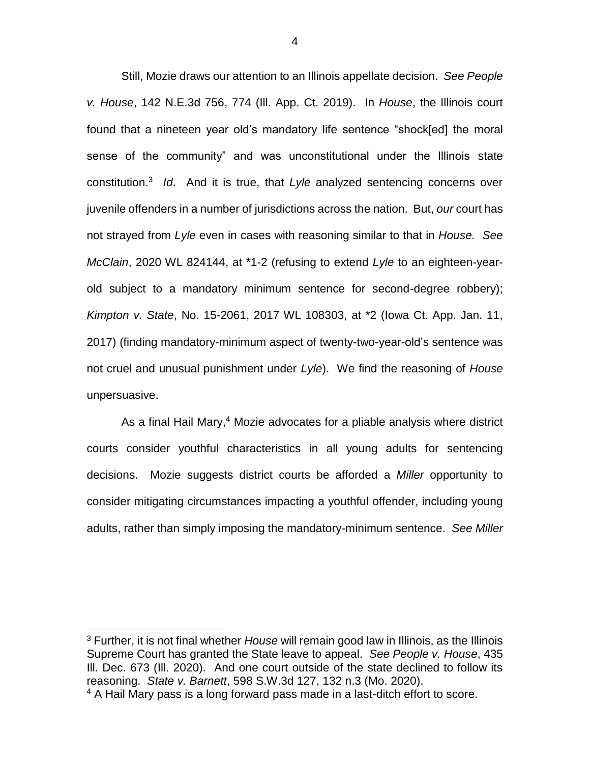Still, Mozie draws our attention to an Illinois appellate decision. *See People v. House*, 142 N.E.3d 756, 774 (Ill. App. Ct. 2019). In *House*, the Illinois court found that a nineteen year old's mandatory life sentence "shock[ed] the moral sense of the community" and was unconstitutional under the Illinois state constitution.[3] *Id*. And it is true, that *Lyle* analyzed sentencing concerns over juvenile offenders in a number of jurisdictions across the nation. But, *our* court has not strayed from *Lyle* even in cases with reasoning similar to that in *House.* *See McClain*, 2020 WL 824144, at *1-2 (refusing to extend *Lyle* to an eighteen-year-old subject to a mandatory minimum sentence for second-degree robbery); *Kimpton v. State*, No. 15-2061, 2017 WL 108303, at *2 (Iowa Ct. App. Jan. 11, 2017) (finding mandatory-minimum aspect of twenty-two-year-old's sentence was not cruel and unusual punishment under *Lyle*). We find the reasoning of *House* unpersuasive.

As a final Hail Mary,[4] Mozie advocates for a pliable analysis where district courts consider youthful characteristics in all young adults for sentencing decisions. Mozie suggests district courts be afforded a *Miller* opportunity to consider mitigating circumstances impacting a youthful offender, including young adults, rather than simply imposing the mandatory-minimum sentence. *See Miller*

---

[3] Further, it is not final whether *House* will remain good law in Illinois, as the Illinois Supreme Court has granted the State leave to appeal. *See People v. House*, 435 Ill. Dec. 673 (Ill. 2020). And one court outside of the state declined to follow its reasoning. *State v. Barnett*, 598 S.W.3d 127, 132 n.3 (Mo. 2020).

[4] A Hail Mary pass is a long forward pass made in a last-ditch effort to score.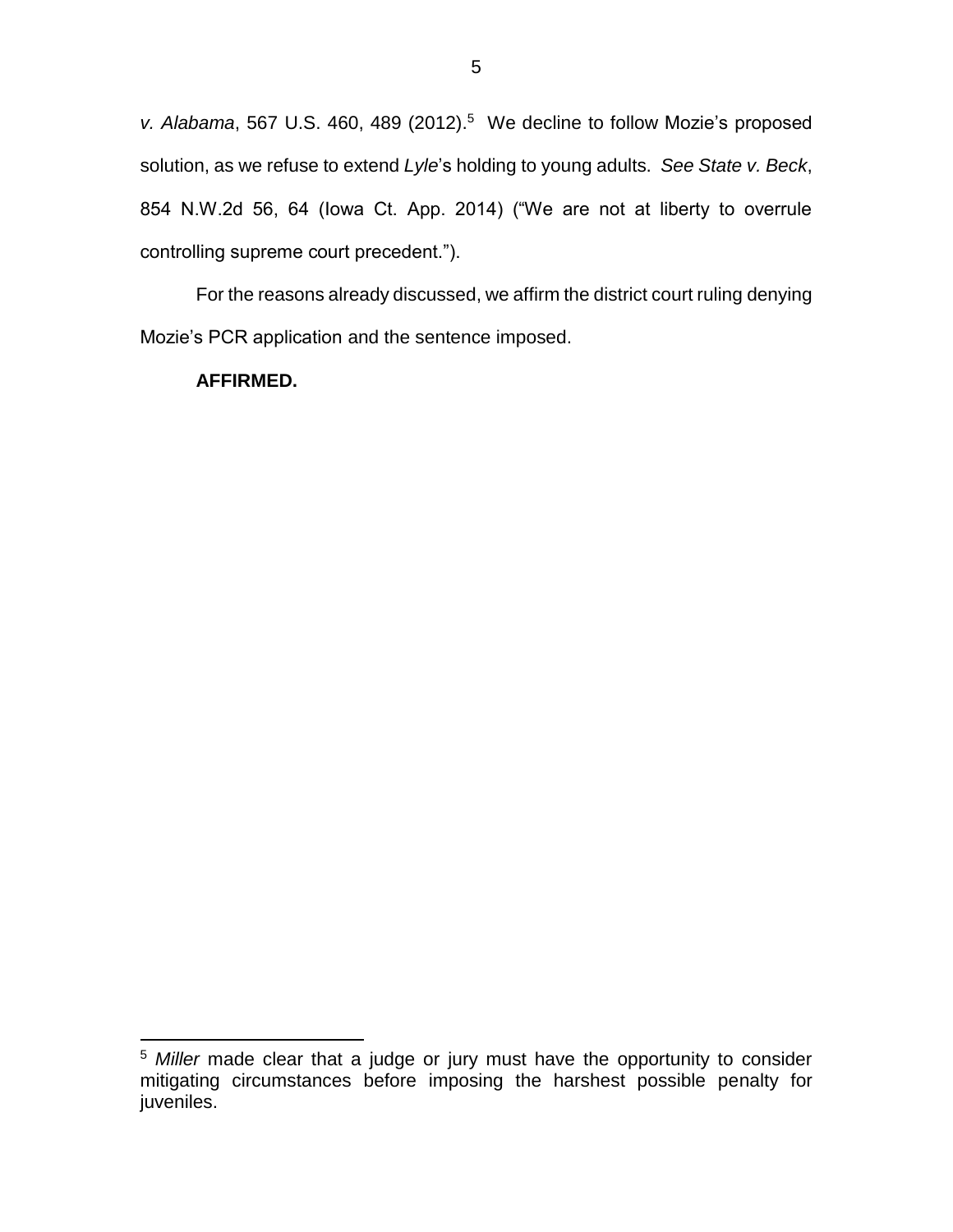*v. Alabama*, 567 U.S. 460, 489 (2012).[5] We decline to follow Mozie's proposed solution, as we refuse to extend *Lyle*'s holding to young adults. *See State v. Beck*, 854 N.W.2d 56, 64 (Iowa Ct. App. 2014) ("We are not at liberty to overrule controlling supreme court precedent.").

For the reasons already discussed, we affirm the district court ruling denying Mozie's PCR application and the sentence imposed.

**AFFIRMED.**

---

[5] *Miller* made clear that a judge or jury must have the opportunity to consider mitigating circumstances before imposing the harshest possible penalty for juveniles.